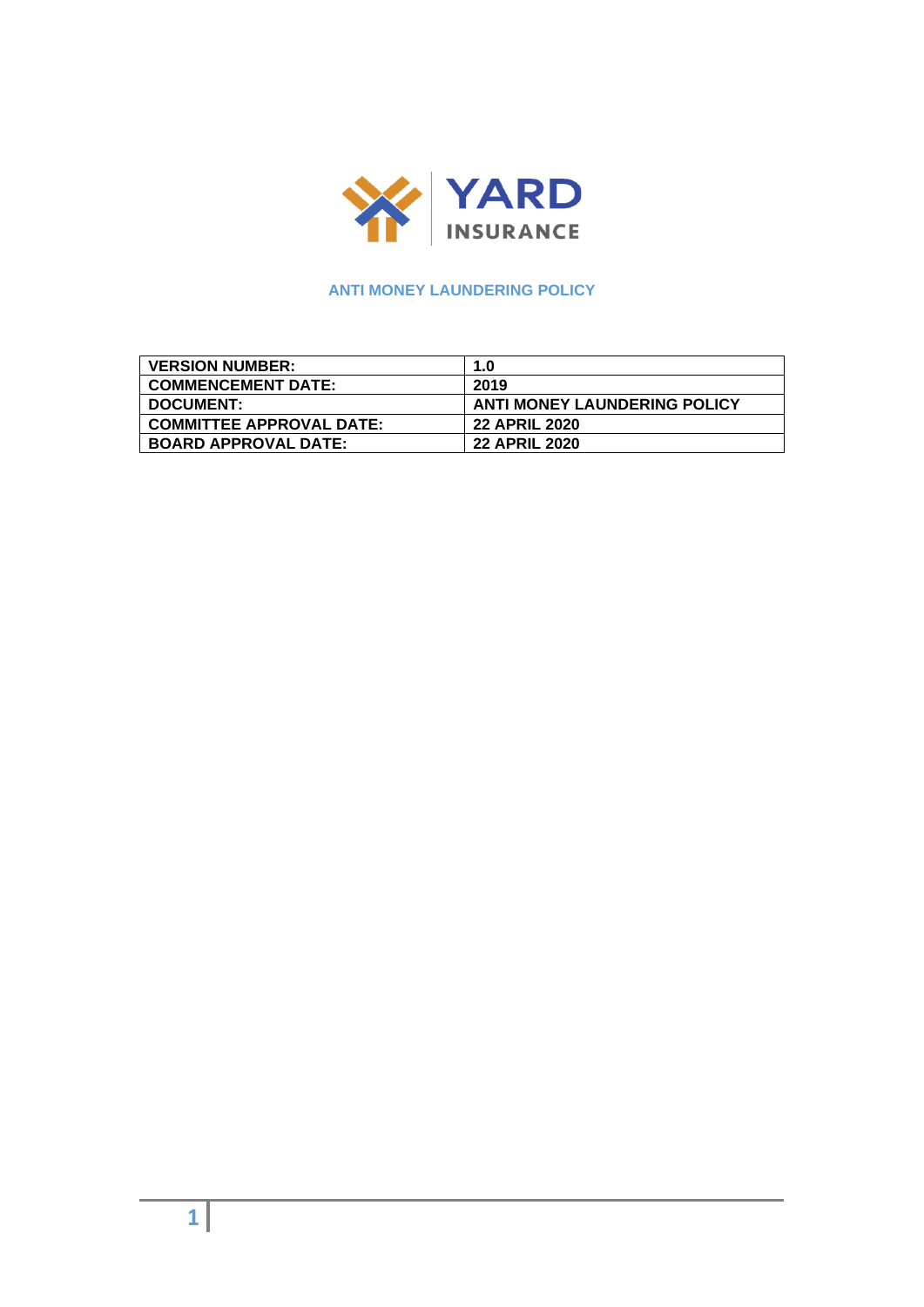YARD INSURANCE

# ANTI MONEY LAUNDERING POLICY

| VERSION NUMBER: | 1.0 |
|---|---|
| COMMENCEMENT DATE: | 2019 |
| DOCUMENT: | ANTI MONEY LAUNDERING POLICY |
| COMMITTEE APPROVAL DATE: | 22 APRIL 2020 |
| BOARD APPROVAL DATE: | 22 APRIL 2020 |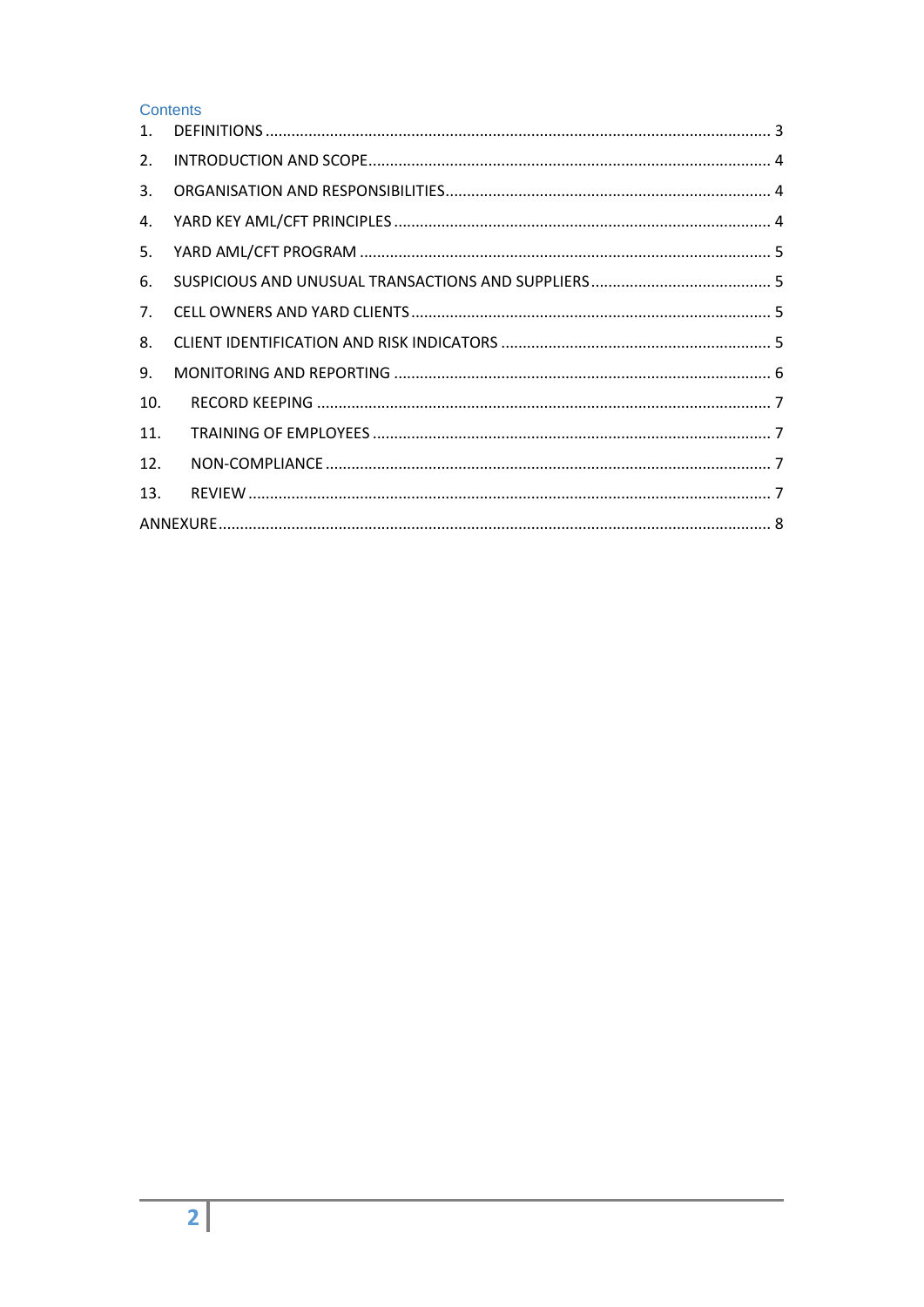## Contents

1. DEFINITIONS .................................................................................................................... 3
2. INTRODUCTION AND SCOPE ............................................................................................ 4
3. ORGANISATION AND RESPONSIBILITIES ........................................................................... 4
4. YARD KEY AML/CFT PRINCIPLES ...................................................................................... 4
5. YARD AML/CFT PROGRAM ............................................................................................... 5
6. SUSPICIOUS AND UNUSUAL TRANSACTIONS AND SUPPLIERS .......................................... 5
7. CELL OWNERS AND YARD CLIENTS ................................................................................... 5
8. CLIENT IDENTIFICATION AND RISK INDICATORS .............................................................. 5
9. MONITORING AND REPORTING ....................................................................................... 6
10. RECORD KEEPING ......................................................................................................... 7
11. TRAINING OF EMPLOYEES ............................................................................................ 7
12. NON-COMPLIANCE ....................................................................................................... 7
13. REVIEW ......................................................................................................................... 7

ANNEXURE ............................................................................................................................... 8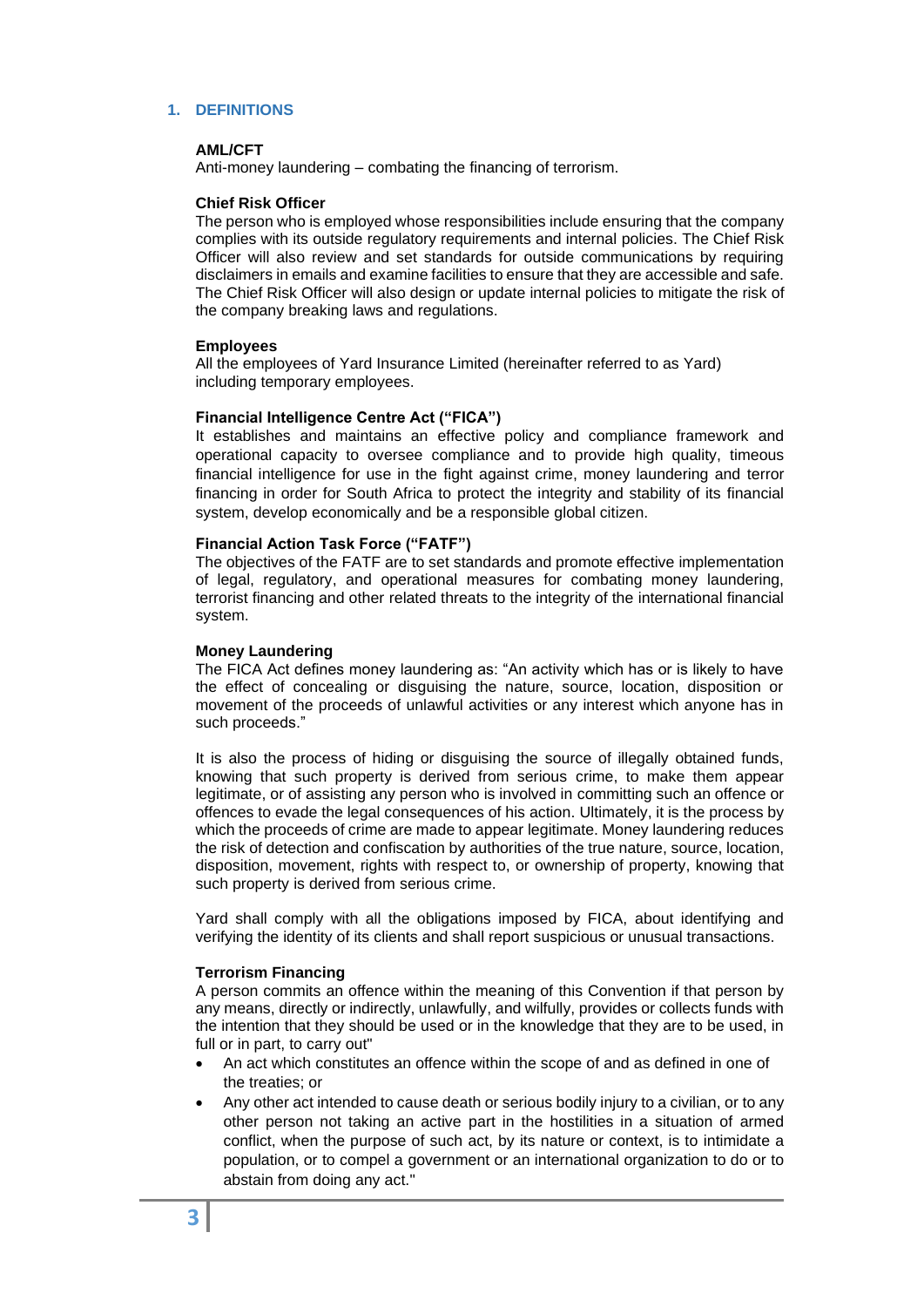## 1. DEFINITIONS

**AML/CFT**

Anti-money laundering – combating the financing of terrorism.

**Chief Risk Officer**

The person who is employed whose responsibilities include ensuring that the company complies with its outside regulatory requirements and internal policies. The Chief Risk Officer will also review and set standards for outside communications by requiring disclaimers in emails and examine facilities to ensure that they are accessible and safe. The Chief Risk Officer will also design or update internal policies to mitigate the risk of the company breaking laws and regulations.

**Employees**

All the employees of Yard Insurance Limited (hereinafter referred to as Yard) including temporary employees.

**Financial Intelligence Centre Act ("FICA")**

It establishes and maintains an effective policy and compliance framework and operational capacity to oversee compliance and to provide high quality, timeous financial intelligence for use in the fight against crime, money laundering and terror financing in order for South Africa to protect the integrity and stability of its financial system, develop economically and be a responsible global citizen.

**Financial Action Task Force ("FATF")**

The objectives of the FATF are to set standards and promote effective implementation of legal, regulatory, and operational measures for combating money laundering, terrorist financing and other related threats to the integrity of the international financial system.

**Money Laundering**

The FICA Act defines money laundering as: "An activity which has or is likely to have the effect of concealing or disguising the nature, source, location, disposition or movement of the proceeds of unlawful activities or any interest which anyone has in such proceeds."

It is also the process of hiding or disguising the source of illegally obtained funds, knowing that such property is derived from serious crime, to make them appear legitimate, or of assisting any person who is involved in committing such an offence or offences to evade the legal consequences of his action. Ultimately, it is the process by which the proceeds of crime are made to appear legitimate. Money laundering reduces the risk of detection and confiscation by authorities of the true nature, source, location, disposition, movement, rights with respect to, or ownership of property, knowing that such property is derived from serious crime.

Yard shall comply with all the obligations imposed by FICA, about identifying and verifying the identity of its clients and shall report suspicious or unusual transactions.

**Terrorism Financing**

A person commits an offence within the meaning of this Convention if that person by any means, directly or indirectly, unlawfully, and wilfully, provides or collects funds with the intention that they should be used or in the knowledge that they are to be used, in full or in part, to carry out"

- An act which constitutes an offence within the scope of and as defined in one of the treaties; or
- Any other act intended to cause death or serious bodily injury to a civilian, or to any other person not taking an active part in the hostilities in a situation of armed conflict, when the purpose of such act, by its nature or context, is to intimidate a population, or to compel a government or an international organization to do or to abstain from doing any act."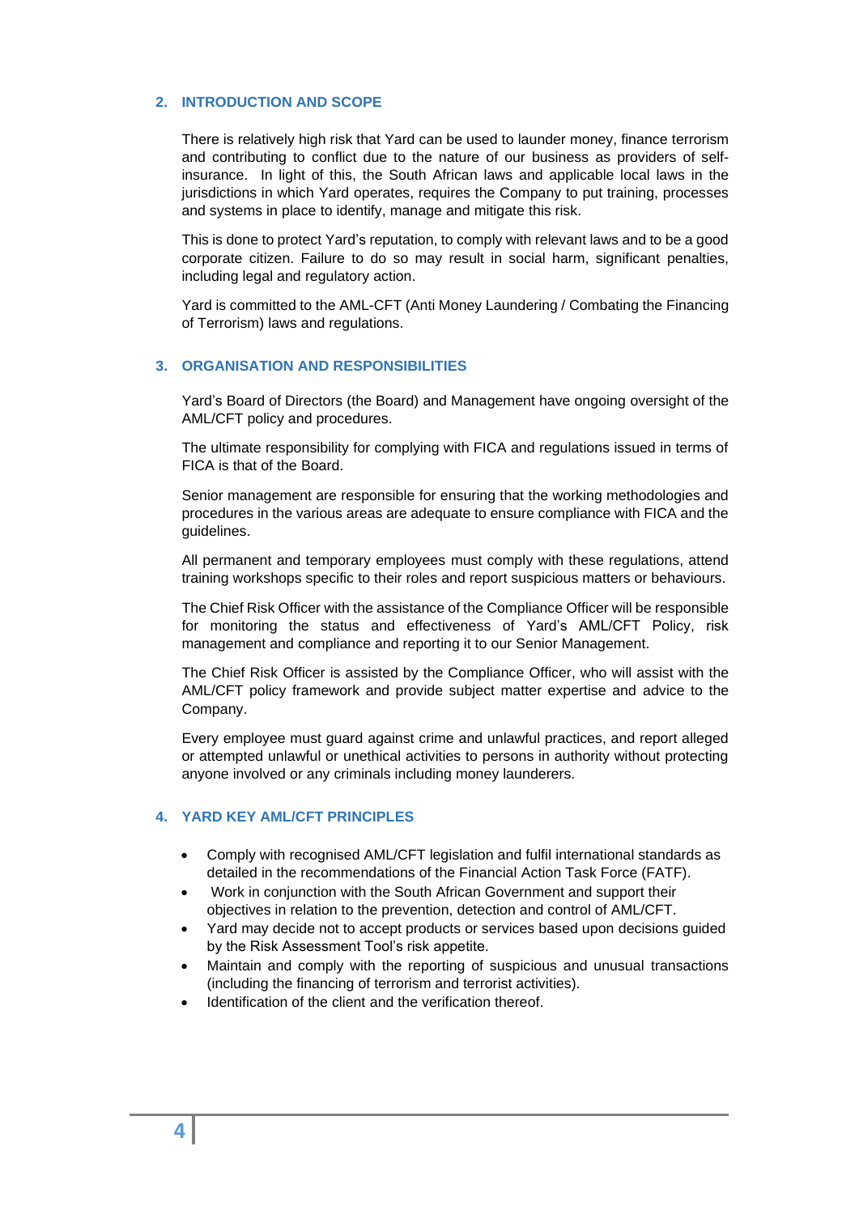## 2. INTRODUCTION AND SCOPE

There is relatively high risk that Yard can be used to launder money, finance terrorism and contributing to conflict due to the nature of our business as providers of self-insurance. In light of this, the South African laws and applicable local laws in the jurisdictions in which Yard operates, requires the Company to put training, processes and systems in place to identify, manage and mitigate this risk.

This is done to protect Yard's reputation, to comply with relevant laws and to be a good corporate citizen. Failure to do so may result in social harm, significant penalties, including legal and regulatory action.

Yard is committed to the AML-CFT (Anti Money Laundering / Combating the Financing of Terrorism) laws and regulations.

## 3. ORGANISATION AND RESPONSIBILITIES

Yard's Board of Directors (the Board) and Management have ongoing oversight of the AML/CFT policy and procedures.

The ultimate responsibility for complying with FICA and regulations issued in terms of FICA is that of the Board.

Senior management are responsible for ensuring that the working methodologies and procedures in the various areas are adequate to ensure compliance with FICA and the guidelines.

All permanent and temporary employees must comply with these regulations, attend training workshops specific to their roles and report suspicious matters or behaviours.

The Chief Risk Officer with the assistance of the Compliance Officer will be responsible for monitoring the status and effectiveness of Yard's AML/CFT Policy, risk management and compliance and reporting it to our Senior Management.

The Chief Risk Officer is assisted by the Compliance Officer, who will assist with the AML/CFT policy framework and provide subject matter expertise and advice to the Company.

Every employee must guard against crime and unlawful practices, and report alleged or attempted unlawful or unethical activities to persons in authority without protecting anyone involved or any criminals including money launderers.

## 4. YARD KEY AML/CFT PRINCIPLES

- Comply with recognised AML/CFT legislation and fulfil international standards as detailed in the recommendations of the Financial Action Task Force (FATF).
- Work in conjunction with the South African Government and support their objectives in relation to the prevention, detection and control of AML/CFT.
- Yard may decide not to accept products or services based upon decisions guided by the Risk Assessment Tool's risk appetite.
- Maintain and comply with the reporting of suspicious and unusual transactions (including the financing of terrorism and terrorist activities).
- Identification of the client and the verification thereof.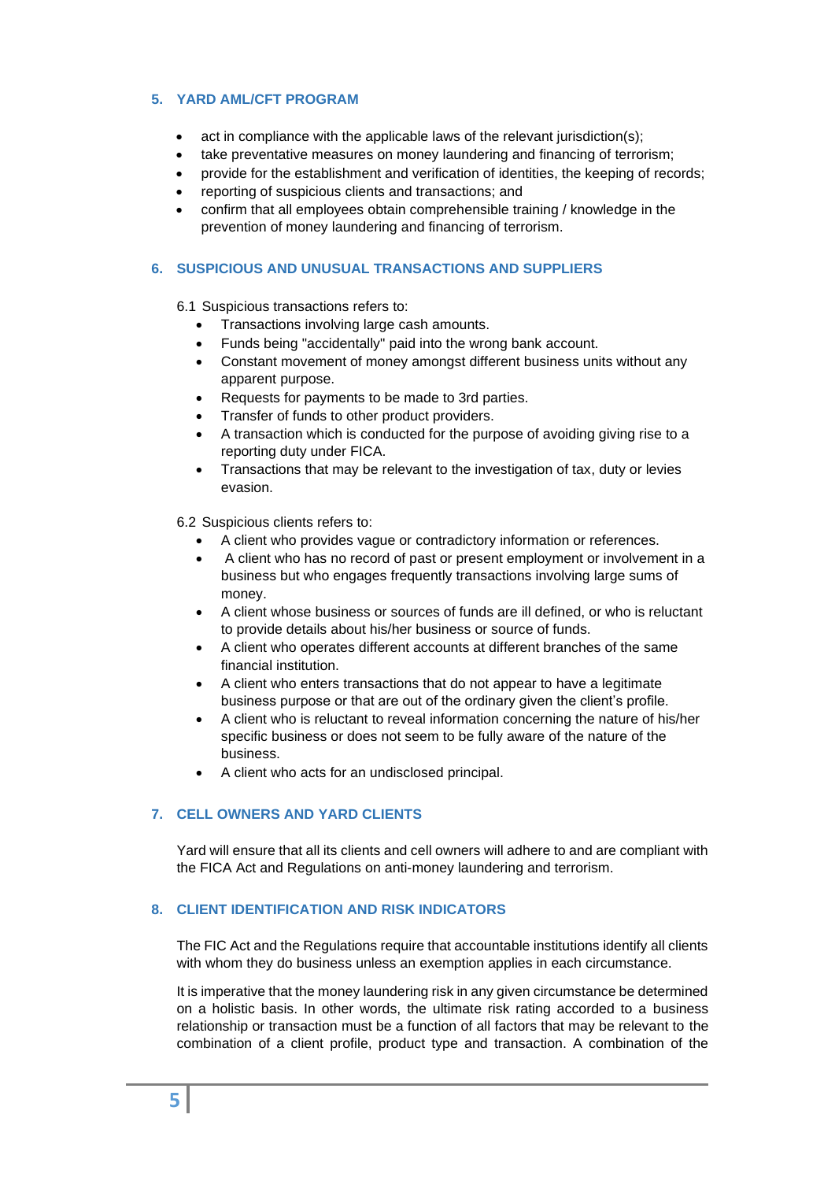## 5. YARD AML/CFT PROGRAM

- act in compliance with the applicable laws of the relevant jurisdiction(s);
- take preventative measures on money laundering and financing of terrorism;
- provide for the establishment and verification of identities, the keeping of records;
- reporting of suspicious clients and transactions; and
- confirm that all employees obtain comprehensible training / knowledge in the prevention of money laundering and financing of terrorism.

## 6. SUSPICIOUS AND UNUSUAL TRANSACTIONS AND SUPPLIERS

6.1 Suspicious transactions refers to:

- Transactions involving large cash amounts.
- Funds being "accidentally" paid into the wrong bank account.
- Constant movement of money amongst different business units without any apparent purpose.
- Requests for payments to be made to 3rd parties.
- Transfer of funds to other product providers.
- A transaction which is conducted for the purpose of avoiding giving rise to a reporting duty under FICA.
- Transactions that may be relevant to the investigation of tax, duty or levies evasion.

6.2 Suspicious clients refers to:

- A client who provides vague or contradictory information or references.
- A client who has no record of past or present employment or involvement in a business but who engages frequently transactions involving large sums of money.
- A client whose business or sources of funds are ill defined, or who is reluctant to provide details about his/her business or source of funds.
- A client who operates different accounts at different branches of the same financial institution.
- A client who enters transactions that do not appear to have a legitimate business purpose or that are out of the ordinary given the client's profile.
- A client who is reluctant to reveal information concerning the nature of his/her specific business or does not seem to be fully aware of the nature of the business.
- A client who acts for an undisclosed principal.

## 7. CELL OWNERS AND YARD CLIENTS

Yard will ensure that all its clients and cell owners will adhere to and are compliant with the FICA Act and Regulations on anti-money laundering and terrorism.

## 8. CLIENT IDENTIFICATION AND RISK INDICATORS

The FIC Act and the Regulations require that accountable institutions identify all clients with whom they do business unless an exemption applies in each circumstance.

It is imperative that the money laundering risk in any given circumstance be determined on a holistic basis. In other words, the ultimate risk rating accorded to a business relationship or transaction must be a function of all factors that may be relevant to the combination of a client profile, product type and transaction. A combination of the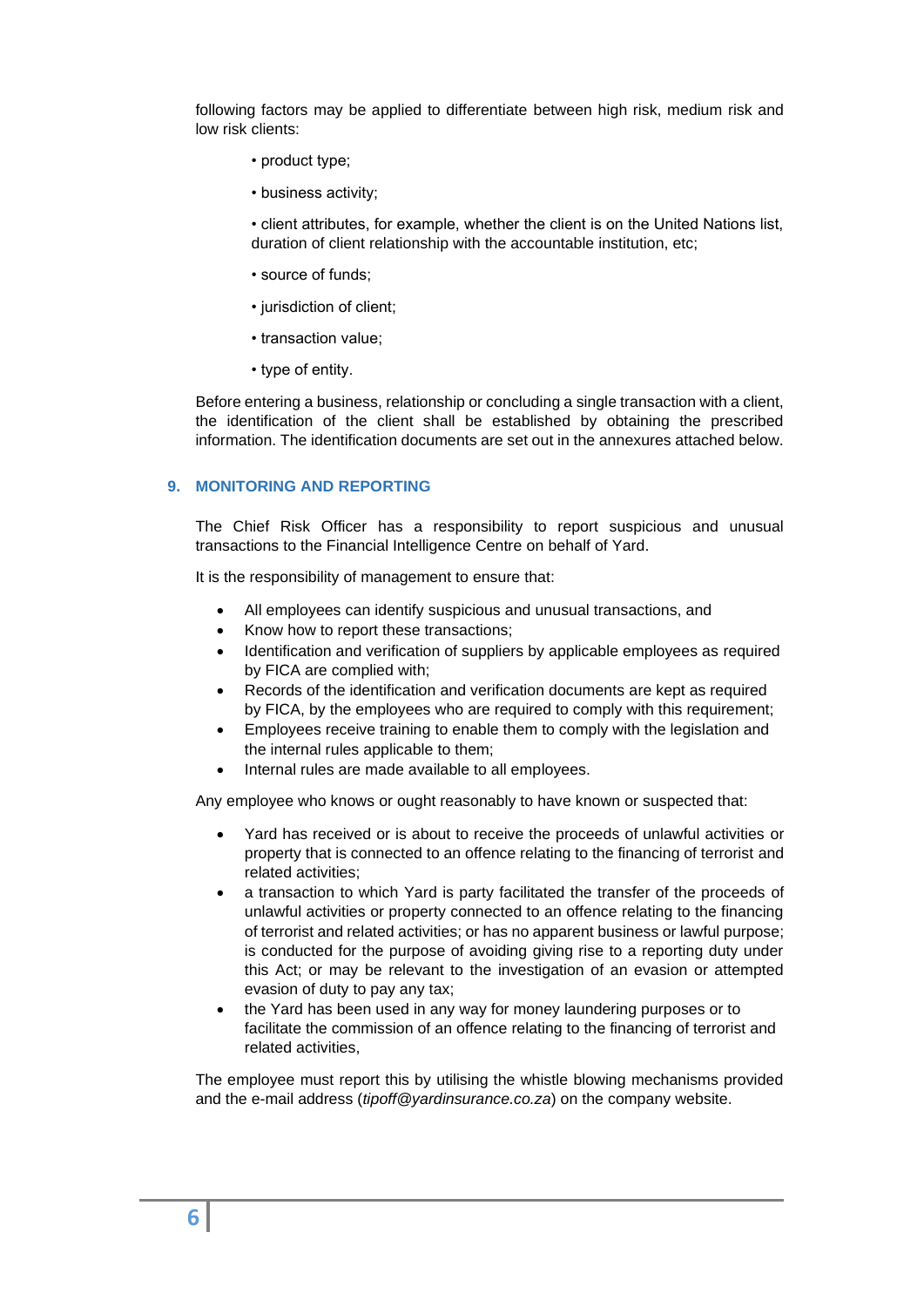following factors may be applied to differentiate between high risk, medium risk and low risk clients:

- product type;
- business activity;
- client attributes, for example, whether the client is on the United Nations list, duration of client relationship with the accountable institution, etc;
- source of funds;
- jurisdiction of client;
- transaction value;
- type of entity.

Before entering a business, relationship or concluding a single transaction with a client, the identification of the client shall be established by obtaining the prescribed information. The identification documents are set out in the annexures attached below.

## 9. MONITORING AND REPORTING

The Chief Risk Officer has a responsibility to report suspicious and unusual transactions to the Financial Intelligence Centre on behalf of Yard.

It is the responsibility of management to ensure that:

- All employees can identify suspicious and unusual transactions, and
- Know how to report these transactions;
- Identification and verification of suppliers by applicable employees as required by FICA are complied with;
- Records of the identification and verification documents are kept as required by FICA, by the employees who are required to comply with this requirement;
- Employees receive training to enable them to comply with the legislation and the internal rules applicable to them;
- Internal rules are made available to all employees.

Any employee who knows or ought reasonably to have known or suspected that:

- Yard has received or is about to receive the proceeds of unlawful activities or property that is connected to an offence relating to the financing of terrorist and related activities;
- a transaction to which Yard is party facilitated the transfer of the proceeds of unlawful activities or property connected to an offence relating to the financing of terrorist and related activities; or has no apparent business or lawful purpose; is conducted for the purpose of avoiding giving rise to a reporting duty under this Act; or may be relevant to the investigation of an evasion or attempted evasion of duty to pay any tax;
- the Yard has been used in any way for money laundering purposes or to facilitate the commission of an offence relating to the financing of terrorist and related activities,

The employee must report this by utilising the whistle blowing mechanisms provided and the e-mail address (*tipoff@yardinsurance.co.za*) on the company website.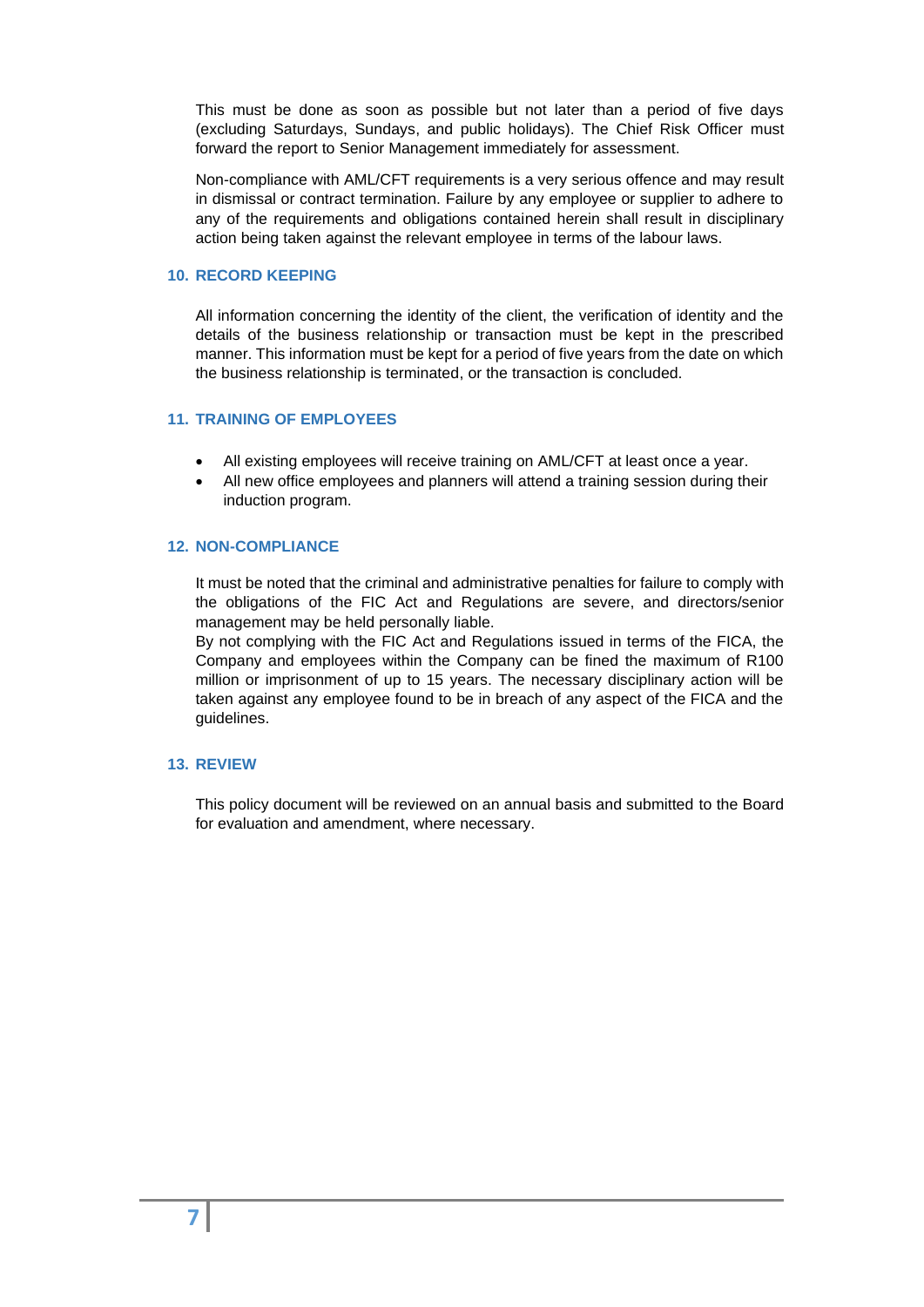This must be done as soon as possible but not later than a period of five days (excluding Saturdays, Sundays, and public holidays). The Chief Risk Officer must forward the report to Senior Management immediately for assessment.

Non-compliance with AML/CFT requirements is a very serious offence and may result in dismissal or contract termination. Failure by any employee or supplier to adhere to any of the requirements and obligations contained herein shall result in disciplinary action being taken against the relevant employee in terms of the labour laws.

## 10. RECORD KEEPING

All information concerning the identity of the client, the verification of identity and the details of the business relationship or transaction must be kept in the prescribed manner. This information must be kept for a period of five years from the date on which the business relationship is terminated, or the transaction is concluded.

## 11. TRAINING OF EMPLOYEES

- All existing employees will receive training on AML/CFT at least once a year.
- All new office employees and planners will attend a training session during their induction program.

## 12. NON-COMPLIANCE

It must be noted that the criminal and administrative penalties for failure to comply with the obligations of the FIC Act and Regulations are severe, and directors/senior management may be held personally liable.
By not complying with the FIC Act and Regulations issued in terms of the FICA, the Company and employees within the Company can be fined the maximum of R100 million or imprisonment of up to 15 years. The necessary disciplinary action will be taken against any employee found to be in breach of any aspect of the FICA and the guidelines.

## 13. REVIEW

This policy document will be reviewed on an annual basis and submitted to the Board for evaluation and amendment, where necessary.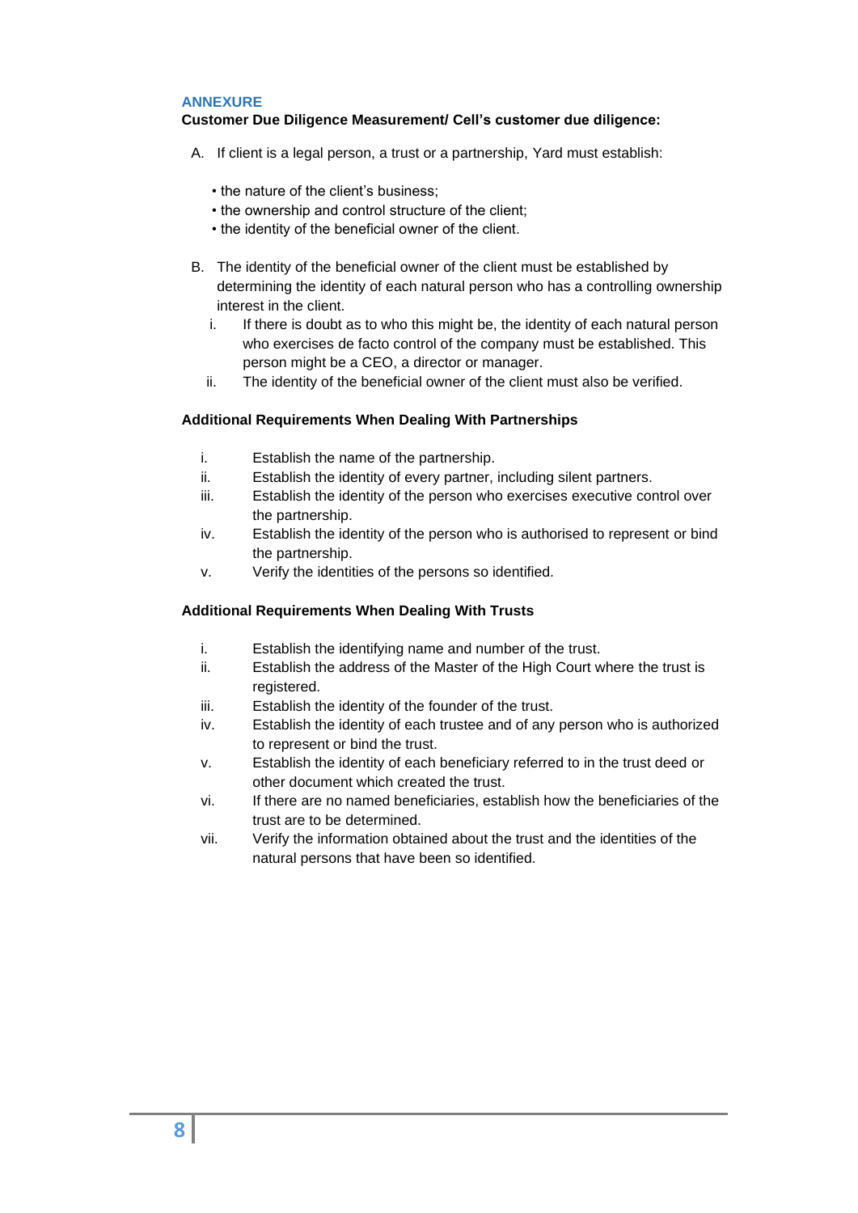## ANNEXURE

**Customer Due Diligence Measurement/ Cell's customer due diligence:**

A. If client is a legal person, a trust or a partnership, Yard must establish:

   - the nature of the client's business;
   - the ownership and control structure of the client;
   - the identity of the beneficial owner of the client.

B. The identity of the beneficial owner of the client must be established by determining the identity of each natural person who has a controlling ownership interest in the client.

   i. If there is doubt as to who this might be, the identity of each natural person who exercises de facto control of the company must be established. This person might be a CEO, a director or manager.
   ii. The identity of the beneficial owner of the client must also be verified.

**Additional Requirements When Dealing With Partnerships**

i. Establish the name of the partnership.
ii. Establish the identity of every partner, including silent partners.
iii. Establish the identity of the person who exercises executive control over the partnership.
iv. Establish the identity of the person who is authorised to represent or bind the partnership.
v. Verify the identities of the persons so identified.

**Additional Requirements When Dealing With Trusts**

i. Establish the identifying name and number of the trust.
ii. Establish the address of the Master of the High Court where the trust is registered.
iii. Establish the identity of the founder of the trust.
iv. Establish the identity of each trustee and of any person who is authorized to represent or bind the trust.
v. Establish the identity of each beneficiary referred to in the trust deed or other document which created the trust.
vi. If there are no named beneficiaries, establish how the beneficiaries of the trust are to be determined.
vii. Verify the information obtained about the trust and the identities of the natural persons that have been so identified.